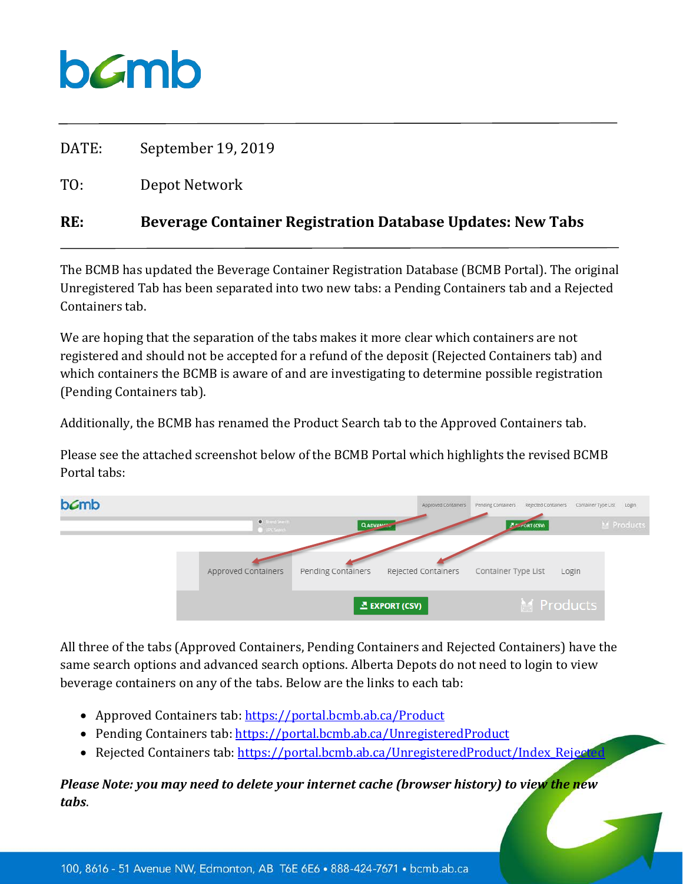DATE: September 19, 2019

TO: Depot Network

**RE: Beverage Container Registration Database Updates: New Tabs**

The BCMB has updated the Beverage Container Registration Database (BCMB Portal). The original Unregistered Tab has been separated into two new tabs: a Pending Containers tab and a Rejected Containers tab.

We are hoping that the separation of the tabs makes it more clear which containers are not registered and should not be accepted for a refund of the deposit (Rejected Containers tab) and which containers the BCMB is aware of and are investigating to determine possible registration (Pending Containers tab).

Additionally, the BCMB has renamed the Product Search tab to the Approved Containers tab.

Please see the attached screenshot below of the BCMB Portal which highlights the revised BCMB Portal tabs:

All three of the tabs (Approved Containers, Pending Containers and Rejected Containers) have the same search options and advanced search options. Alberta Depots do not need to login to view beverage containers on any of the tabs. Below are the links to each tab:

- Approved Containers tab: https://portal.bcmb.ab.ca/Product
- Pending Containers tab: https://portal.bcmb.ab.ca/UnregisteredProduct
- Rejected Containers tab: https://portal.bcmb.ab.ca/UnregisteredProduct/Index_Rejected

***Please Note: you may need to delete your internet cache (browser history) to view the new tabs.***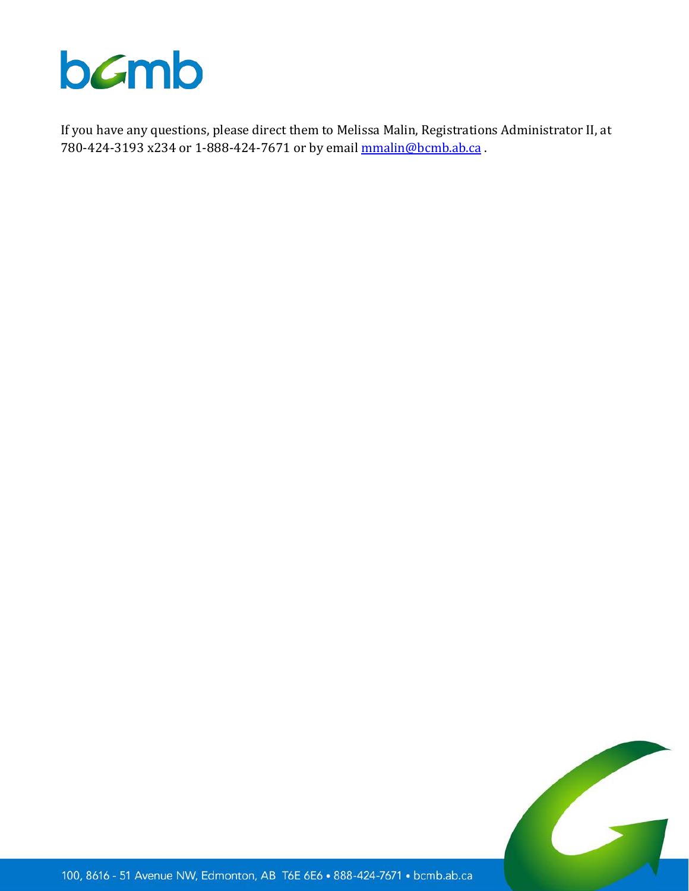If you have any questions, please direct them to Melissa Malin, Registrations Administrator II, at 780-424-3193 x234 or 1-888-424-7671 or by email mmalin@bcmb.ab.ca .